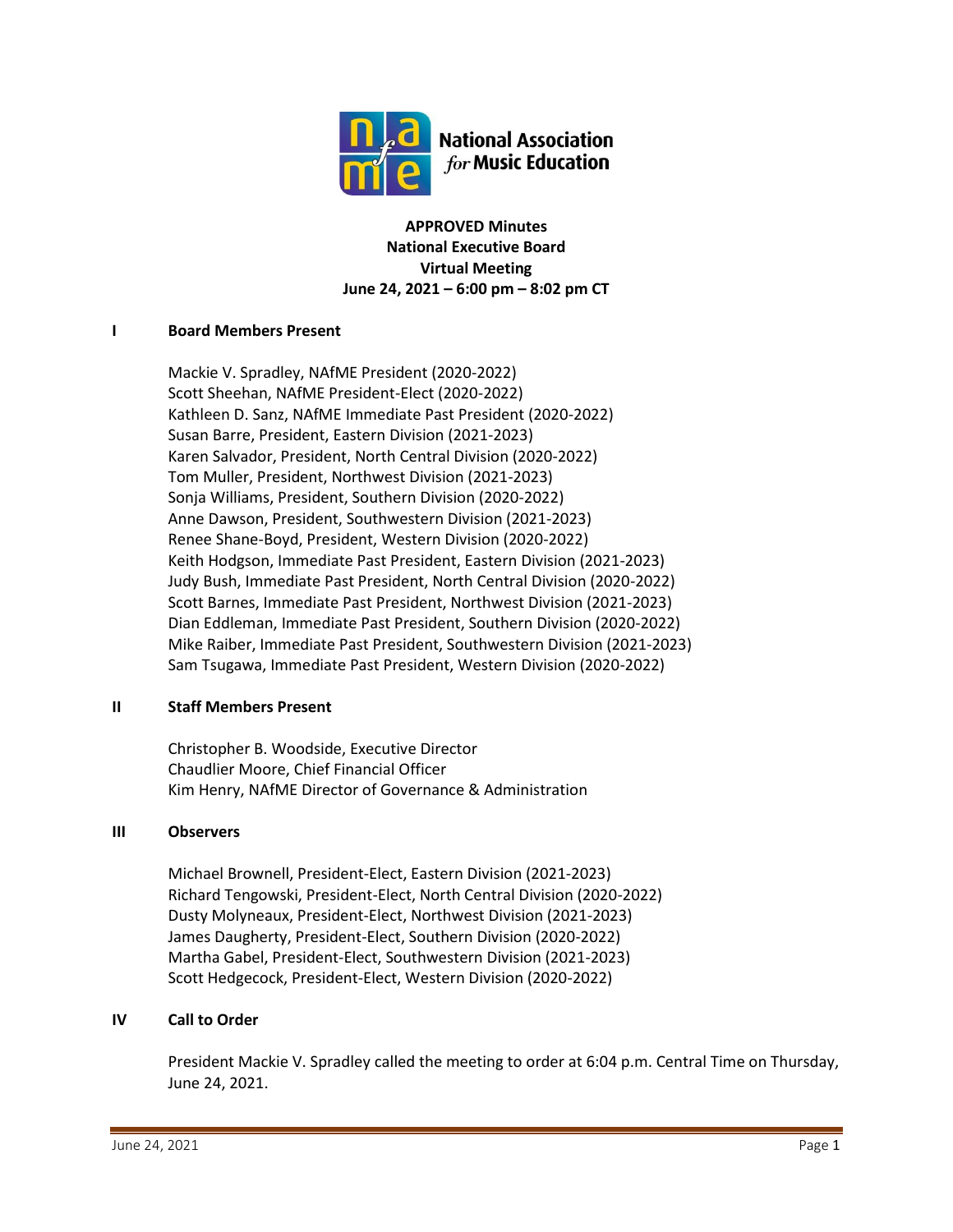National Association *for* Music Education

**APPROVED Minutes**
**National Executive Board**
**Virtual Meeting**
**June 24, 2021 – 6:00 pm – 8:02 pm CT**

## I Board Members Present

Mackie V. Spradley, NAfME President (2020-2022)
Scott Sheehan, NAfME President-Elect (2020-2022)
Kathleen D. Sanz, NAfME Immediate Past President (2020-2022)
Susan Barre, President, Eastern Division (2021-2023)
Karen Salvador, President, North Central Division (2020-2022)
Tom Muller, President, Northwest Division (2021-2023)
Sonja Williams, President, Southern Division (2020-2022)
Anne Dawson, President, Southwestern Division (2021-2023)
Renee Shane-Boyd, President, Western Division (2020-2022)
Keith Hodgson, Immediate Past President, Eastern Division (2021-2023)
Judy Bush, Immediate Past President, North Central Division (2020-2022)
Scott Barnes, Immediate Past President, Northwest Division (2021-2023)
Dian Eddleman, Immediate Past President, Southern Division (2020-2022)
Mike Raiber, Immediate Past President, Southwestern Division (2021-2023)
Sam Tsugawa, Immediate Past President, Western Division (2020-2022)

## II Staff Members Present

Christopher B. Woodside, Executive Director
Chaudlier Moore, Chief Financial Officer
Kim Henry, NAfME Director of Governance & Administration

## III Observers

Michael Brownell, President-Elect, Eastern Division (2021-2023)
Richard Tengowski, President-Elect, North Central Division (2020-2022)
Dusty Molyneaux, President-Elect, Northwest Division (2021-2023)
James Daugherty, President-Elect, Southern Division (2020-2022)
Martha Gabel, President-Elect, Southwestern Division (2021-2023)
Scott Hedgecock, President-Elect, Western Division (2020-2022)

## IV Call to Order

President Mackie V. Spradley called the meeting to order at 6:04 p.m. Central Time on Thursday, June 24, 2021.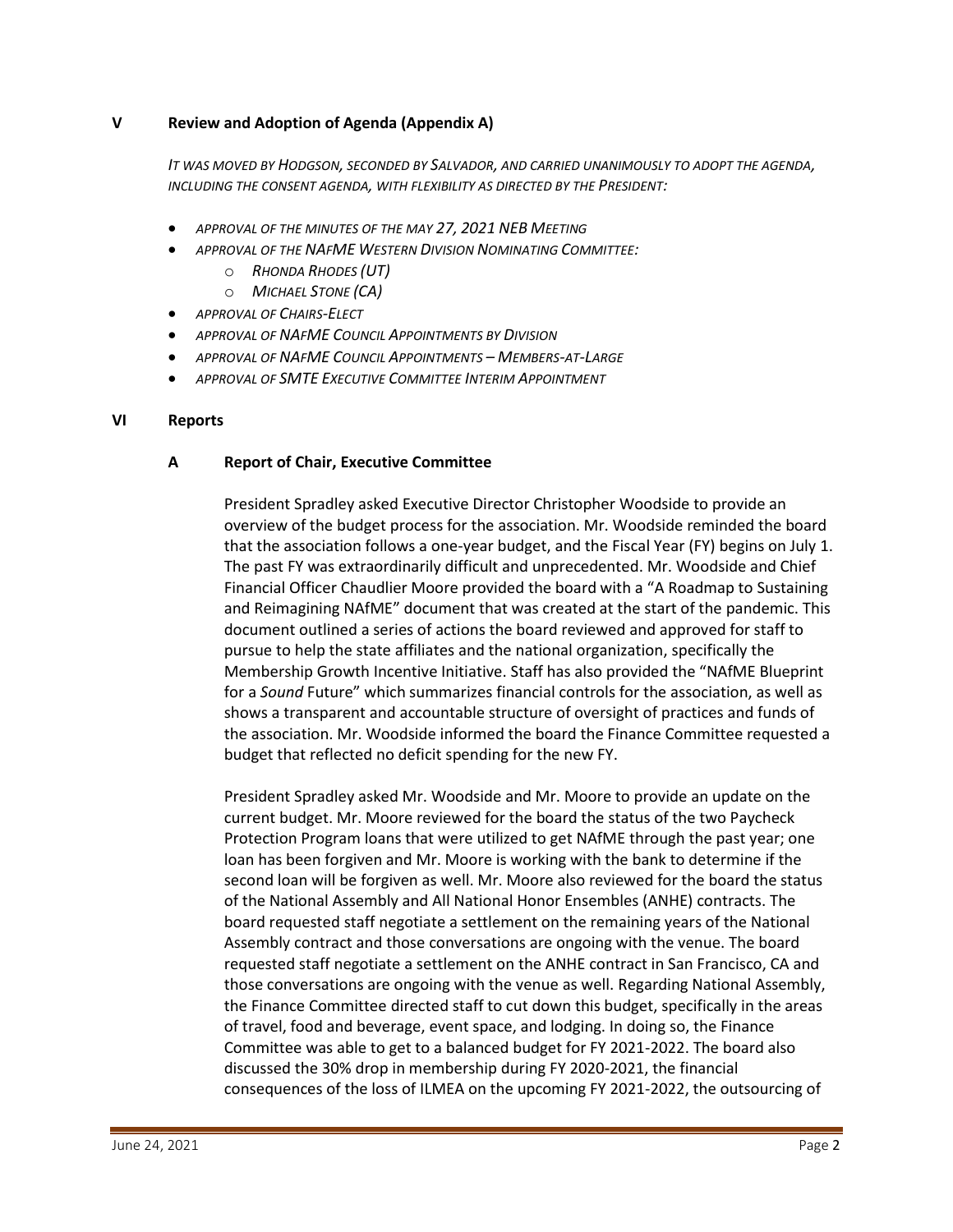## V Review and Adoption of Agenda (Appendix A)

*IT WAS MOVED BY HODGSON, SECONDED BY SALVADOR, AND CARRIED UNANIMOUSLY TO ADOPT THE AGENDA, INCLUDING THE CONSENT AGENDA, WITH FLEXIBILITY AS DIRECTED BY THE PRESIDENT:*

- *APPROVAL OF THE MINUTES OF THE MAY 27, 2021 NEB MEETING*
- *APPROVAL OF THE NAFME WESTERN DIVISION NOMINATING COMMITTEE:*
  - *RHONDA RHODES (UT)*
  - *MICHAEL STONE (CA)*
- *APPROVAL OF CHAIRS-ELECT*
- *APPROVAL OF NAFME COUNCIL APPOINTMENTS BY DIVISION*
- *APPROVAL OF NAFME COUNCIL APPOINTMENTS – MEMBERS-AT-LARGE*
- *APPROVAL OF SMTE EXECUTIVE COMMITTEE INTERIM APPOINTMENT*

## VI Reports

### A Report of Chair, Executive Committee

President Spradley asked Executive Director Christopher Woodside to provide an overview of the budget process for the association. Mr. Woodside reminded the board that the association follows a one-year budget, and the Fiscal Year (FY) begins on July 1. The past FY was extraordinarily difficult and unprecedented. Mr. Woodside and Chief Financial Officer Chaudlier Moore provided the board with a "A Roadmap to Sustaining and Reimagining NAfME" document that was created at the start of the pandemic. This document outlined a series of actions the board reviewed and approved for staff to pursue to help the state affiliates and the national organization, specifically the Membership Growth Incentive Initiative. Staff has also provided the "NAfME Blueprint for a *Sound* Future" which summarizes financial controls for the association, as well as shows a transparent and accountable structure of oversight of practices and funds of the association. Mr. Woodside informed the board the Finance Committee requested a budget that reflected no deficit spending for the new FY.

President Spradley asked Mr. Woodside and Mr. Moore to provide an update on the current budget. Mr. Moore reviewed for the board the status of the two Paycheck Protection Program loans that were utilized to get NAfME through the past year; one loan has been forgiven and Mr. Moore is working with the bank to determine if the second loan will be forgiven as well. Mr. Moore also reviewed for the board the status of the National Assembly and All National Honor Ensembles (ANHE) contracts. The board requested staff negotiate a settlement on the remaining years of the National Assembly contract and those conversations are ongoing with the venue. The board requested staff negotiate a settlement on the ANHE contract in San Francisco, CA and those conversations are ongoing with the venue as well. Regarding National Assembly, the Finance Committee directed staff to cut down this budget, specifically in the areas of travel, food and beverage, event space, and lodging. In doing so, the Finance Committee was able to get to a balanced budget for FY 2021-2022. The board also discussed the 30% drop in membership during FY 2020-2021, the financial consequences of the loss of ILMEA on the upcoming FY 2021-2022, the outsourcing of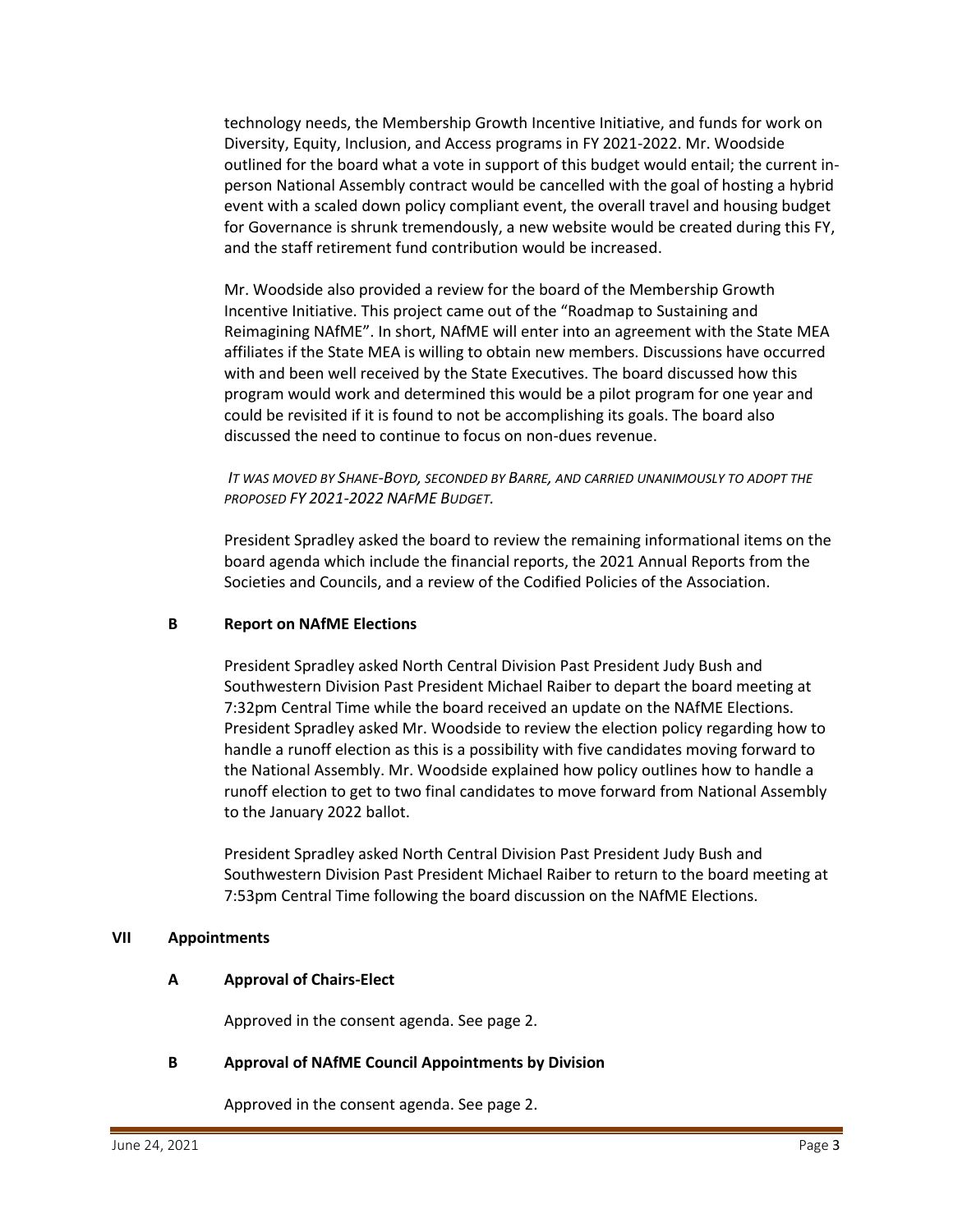technology needs, the Membership Growth Incentive Initiative, and funds for work on Diversity, Equity, Inclusion, and Access programs in FY 2021-2022. Mr. Woodside outlined for the board what a vote in support of this budget would entail; the current in-person National Assembly contract would be cancelled with the goal of hosting a hybrid event with a scaled down policy compliant event, the overall travel and housing budget for Governance is shrunk tremendously, a new website would be created during this FY, and the staff retirement fund contribution would be increased.

Mr. Woodside also provided a review for the board of the Membership Growth Incentive Initiative. This project came out of the "Roadmap to Sustaining and Reimagining NAfME". In short, NAfME will enter into an agreement with the State MEA affiliates if the State MEA is willing to obtain new members. Discussions have occurred with and been well received by the State Executives. The board discussed how this program would work and determined this would be a pilot program for one year and could be revisited if it is found to not be accomplishing its goals. The board also discussed the need to continue to focus on non-dues revenue.

*IT WAS MOVED BY SHANE-BOYD, SECONDED BY BARRE, AND CARRIED UNANIMOUSLY TO ADOPT THE PROPOSED FY 2021-2022 NAFME BUDGET.*

President Spradley asked the board to review the remaining informational items on the board agenda which include the financial reports, the 2021 Annual Reports from the Societies and Councils, and a review of the Codified Policies of the Association.

### B Report on NAfME Elections

President Spradley asked North Central Division Past President Judy Bush and Southwestern Division Past President Michael Raiber to depart the board meeting at 7:32pm Central Time while the board received an update on the NAfME Elections. President Spradley asked Mr. Woodside to review the election policy regarding how to handle a runoff election as this is a possibility with five candidates moving forward to the National Assembly. Mr. Woodside explained how policy outlines how to handle a runoff election to get to two final candidates to move forward from National Assembly to the January 2022 ballot.

President Spradley asked North Central Division Past President Judy Bush and Southwestern Division Past President Michael Raiber to return to the board meeting at 7:53pm Central Time following the board discussion on the NAfME Elections.

## VII Appointments

### A Approval of Chairs-Elect

Approved in the consent agenda. See page 2.

### B Approval of NAfME Council Appointments by Division

Approved in the consent agenda. See page 2.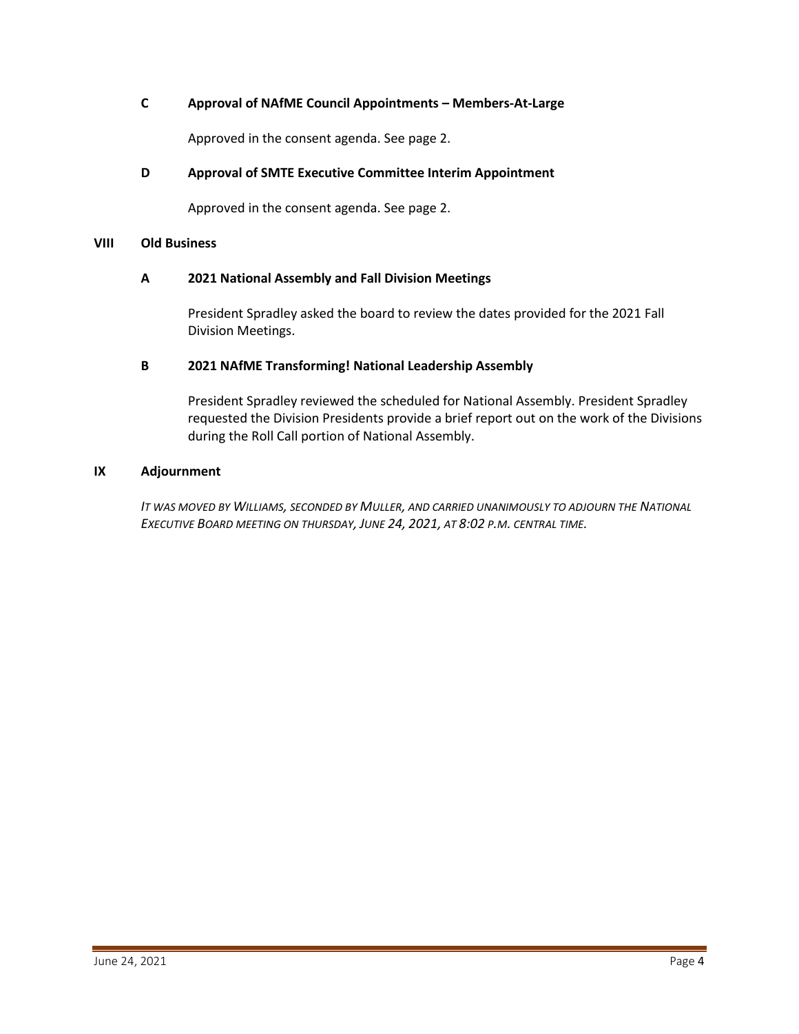### C Approval of NAfME Council Appointments – Members-At-Large

Approved in the consent agenda. See page 2.

### D Approval of SMTE Executive Committee Interim Appointment

Approved in the consent agenda. See page 2.

## VIII Old Business

### A 2021 National Assembly and Fall Division Meetings

President Spradley asked the board to review the dates provided for the 2021 Fall Division Meetings.

### B 2021 NAfME Transforming! National Leadership Assembly

President Spradley reviewed the scheduled for National Assembly. President Spradley requested the Division Presidents provide a brief report out on the work of the Divisions during the Roll Call portion of National Assembly.

## IX Adjournment

*IT WAS MOVED BY WILLIAMS, SECONDED BY MULLER, AND CARRIED UNANIMOUSLY TO ADJOURN THE NATIONAL EXECUTIVE BOARD MEETING ON THURSDAY, JUNE 24, 2021, AT 8:02 P.M. CENTRAL TIME.*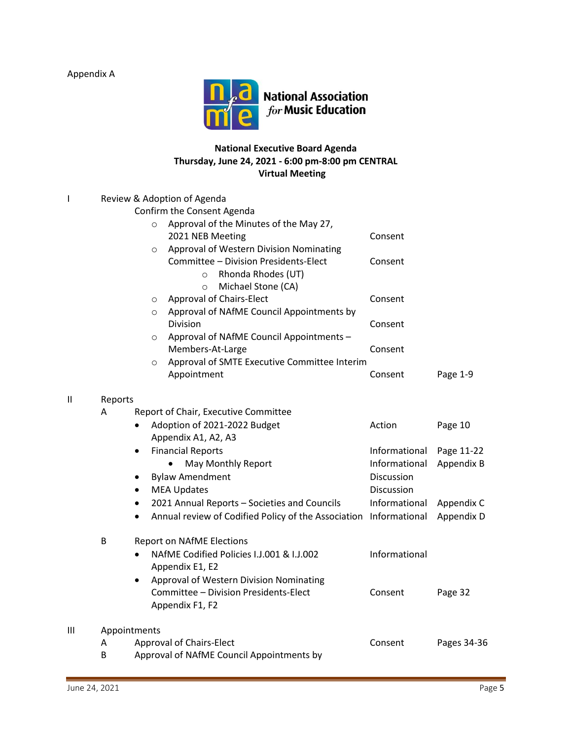Appendix A

**National Association for Music Education**

**National Executive Board Agenda**
**Thursday, June 24, 2021 - 6:00 pm-8:00 pm CENTRAL**
**Virtual Meeting**

| | | | | |
|---|---|---|---|---|
| I | Review & Adoption of Agenda | | | |
| | | Confirm the Consent Agenda | | |
| | | ○ Approval of the Minutes of the May 27, 2021 NEB Meeting | Consent | |
| | | ○ Approval of Western Division Nominating Committee – Division Presidents-Elect | Consent | |
| | | ○ Rhonda Rhodes (UT) | | |
| | | ○ Michael Stone (CA) | | |
| | | ○ Approval of Chairs-Elect | Consent | |
| | | ○ Approval of NAfME Council Appointments by Division | Consent | |
| | | ○ Approval of NAfME Council Appointments – Members-At-Large | Consent | |
| | | ○ Approval of SMTE Executive Committee Interim Appointment | Consent | Page 1-9 |
| II | Reports | | | |
| | A | Report of Chair, Executive Committee | | |
| | | • Adoption of 2021-2022 Budget Appendix A1, A2, A3 | Action | Page 10 |
| | | • Financial Reports | Informational | Page 11-22 |
| | | • May Monthly Report | Informational | Appendix B |
| | | • Bylaw Amendment | Discussion | |
| | | • MEA Updates | Discussion | |
| | | • 2021 Annual Reports – Societies and Councils | Informational | Appendix C |
| | | • Annual review of Codified Policy of the Association | Informational | Appendix D |
| | B | Report on NAfME Elections | | |
| | | • NAfME Codified Policies I.J.001 & I.J.002 Appendix E1, E2 | Informational | |
| | | • Approval of Western Division Nominating Committee – Division Presidents-Elect Appendix F1, F2 | Consent | Page 32 |
| III | Appointments | | | |
| | A | Approval of Chairs-Elect | Consent | Pages 34-36 |
| | B | Approval of NAfME Council Appointments by | | |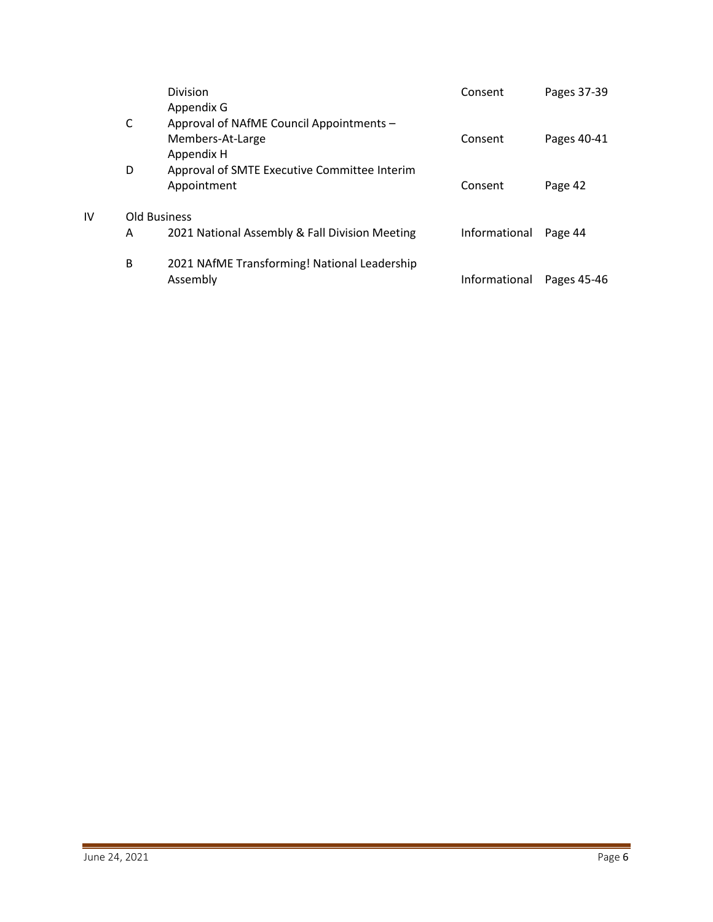| | | | | |
|---|---|---|---|---|
| | | Division<br>Appendix G | Consent | Pages 37-39 |
| | C | Approval of NAfME Council Appointments –<br>Members-At-Large<br>Appendix H | Consent | Pages 40-41 |
| | D | Approval of SMTE Executive Committee Interim<br>Appointment | Consent | Page 42 |
| IV | Old Business | | | |
| | A | 2021 National Assembly & Fall Division Meeting | Informational | Page 44 |
| | B | 2021 NAfME Transforming! National Leadership<br>Assembly | Informational | Pages 45-46 |